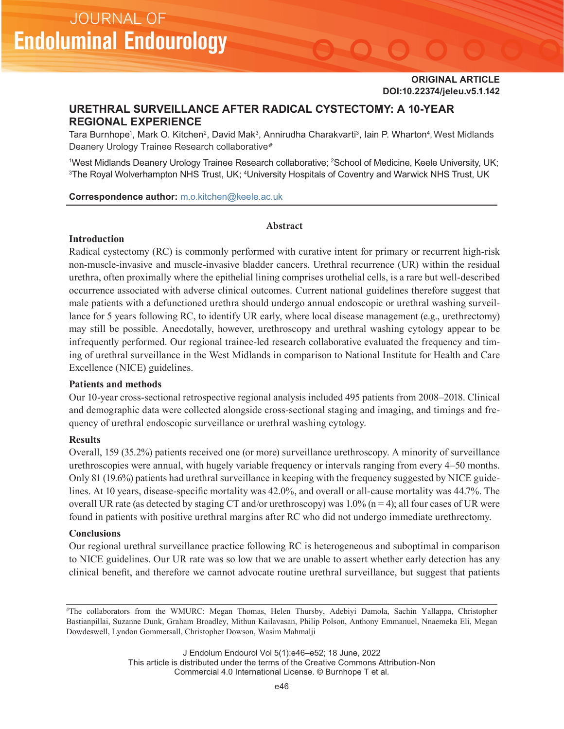**ORIGINAL ARTICLE**
**DOI:10.22374/jeleu.v5.1.142**

# URETHRAL SURVEILLANCE AFTER RADICAL CYSTECTOMY: A 10-YEAR REGIONAL EXPERIENCE

Tara Burnhope[1], Mark O. Kitchen[2], David Mak[3], Annirudha Charakvarti[3], Iain P. Wharton[4], West Midlands Deanery Urology Trainee Research collaborative[#]

[1]West Midlands Deanery Urology Trainee Research collaborative; [2]School of Medicine, Keele University, UK; [3]The Royal Wolverhampton NHS Trust, UK; [4]University Hospitals of Coventry and Warwick NHS Trust, UK

**Correspondence author:** m.o.kitchen@keele.ac.uk

## Abstract

### Introduction

Radical cystectomy (RC) is commonly performed with curative intent for primary or recurrent high-risk non-muscle-invasive and muscle-invasive bladder cancers. Urethral recurrence (UR) within the residual urethra, often proximally where the epithelial lining comprises urothelial cells, is a rare but well-described occurrence associated with adverse clinical outcomes. Current national guidelines therefore suggest that male patients with a defunctioned urethra should undergo annual endoscopic or urethral washing surveillance for 5 years following RC, to identify UR early, where local disease management (e.g., urethrectomy) may still be possible. Anecdotally, however, urethroscopy and urethral washing cytology appear to be infrequently performed. Our regional trainee-led research collaborative evaluated the frequency and timing of urethral surveillance in the West Midlands in comparison to National Institute for Health and Care Excellence (NICE) guidelines.

### Patients and methods

Our 10-year cross-sectional retrospective regional analysis included 495 patients from 2008–2018. Clinical and demographic data were collected alongside cross-sectional staging and imaging, and timings and frequency of urethral endoscopic surveillance or urethral washing cytology.

### Results

Overall, 159 (35.2%) patients received one (or more) surveillance urethroscopy. A minority of surveillance urethroscopies were annual, with hugely variable frequency or intervals ranging from every 4–50 months. Only 81 (19.6%) patients had urethral surveillance in keeping with the frequency suggested by NICE guidelines. At 10 years, disease-specific mortality was 42.0%, and overall or all-cause mortality was 44.7%. The overall UR rate (as detected by staging CT and/or urethroscopy) was 1.0% (n = 4); all four cases of UR were found in patients with positive urethral margins after RC who did not undergo immediate urethrectomy.

### Conclusions

Our regional urethral surveillance practice following RC is heterogeneous and suboptimal in comparison to NICE guidelines. Our UR rate was so low that we are unable to assert whether early detection has any clinical benefit, and therefore we cannot advocate routine urethral surveillance, but suggest that patients

---

[#]The collaborators from the WMURC: Megan Thomas, Helen Thursby, Adebiyi Damola, Sachin Yallappa, Christopher Bastianpillai, Suzanne Dunk, Graham Broadley, Mithun Kailavasan, Philip Polson, Anthony Emmanuel, Nnaemeka Eli, Megan Dowdeswell, Lyndon Gommersall, Christopher Dowson, Wasim Mahmalji

This article is distributed under the terms of the Creative Commons Attribution-Non Commercial 4.0 International License. © Burnhope T et al.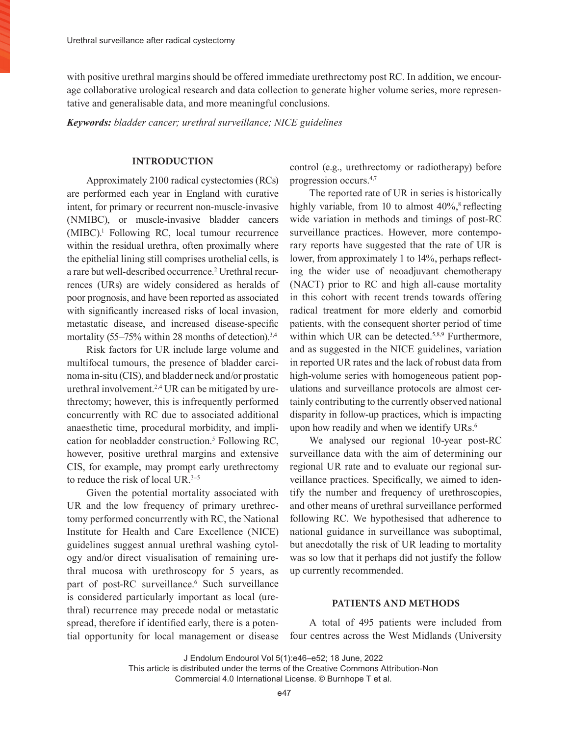with positive urethral margins should be offered immediate urethrectomy post RC. In addition, we encourage collaborative urological research and data collection to generate higher volume series, more representative and generalisable data, and more meaningful conclusions.

***Keywords:*** *bladder cancer; urethral surveillance; NICE guidelines*

## INTRODUCTION

Approximately 2100 radical cystectomies (RCs) are performed each year in England with curative intent, for primary or recurrent non-muscle-invasive (NMIBC), or muscle-invasive bladder cancers (MIBC).[1] Following RC, local tumour recurrence within the residual urethra, often proximally where the epithelial lining still comprises urothelial cells, is a rare but well-described occurrence.[2] Urethral recurrences (URs) are widely considered as heralds of poor prognosis, and have been reported as associated with significantly increased risks of local invasion, metastatic disease, and increased disease-specific mortality (55–75% within 28 months of detection).[3,4]

Risk factors for UR include large volume and multifocal tumours, the presence of bladder carcinoma in-situ (CIS), and bladder neck and/or prostatic urethral involvement.[2,4] UR can be mitigated by urethrectomy; however, this is infrequently performed concurrently with RC due to associated additional anaesthetic time, procedural morbidity, and implication for neobladder construction.[5] Following RC, however, positive urethral margins and extensive CIS, for example, may prompt early urethrectomy to reduce the risk of local UR.[3–5]

Given the potential mortality associated with UR and the low frequency of primary urethrectomy performed concurrently with RC, the National Institute for Health and Care Excellence (NICE) guidelines suggest annual urethral washing cytology and/or direct visualisation of remaining urethral mucosa with urethroscopy for 5 years, as part of post-RC surveillance.[6] Such surveillance is considered particularly important as local (urethral) recurrence may precede nodal or metastatic spread, therefore if identified early, there is a potential opportunity for local management or disease control (e.g., urethrectomy or radiotherapy) before progression occurs.[4,7]

The reported rate of UR in series is historically highly variable, from 10 to almost 40%,[8] reflecting wide variation in methods and timings of post-RC surveillance practices. However, more contemporary reports have suggested that the rate of UR is lower, from approximately 1 to 14%, perhaps reflecting the wider use of neoadjuvant chemotherapy (NACT) prior to RC and high all-cause mortality in this cohort with recent trends towards offering radical treatment for more elderly and comorbid patients, with the consequent shorter period of time within which UR can be detected.[5,8,9] Furthermore, and as suggested in the NICE guidelines, variation in reported UR rates and the lack of robust data from high-volume series with homogeneous patient populations and surveillance protocols are almost certainly contributing to the currently observed national disparity in follow-up practices, which is impacting upon how readily and when we identify URs.[6]

We analysed our regional 10-year post-RC surveillance data with the aim of determining our regional UR rate and to evaluate our regional surveillance practices. Specifically, we aimed to identify the number and frequency of urethroscopies, and other means of urethral surveillance performed following RC. We hypothesised that adherence to national guidance in surveillance was suboptimal, but anecdotally the risk of UR leading to mortality was so low that it perhaps did not justify the follow up currently recommended.

## PATIENTS AND METHODS

A total of 495 patients were included from four centres across the West Midlands (University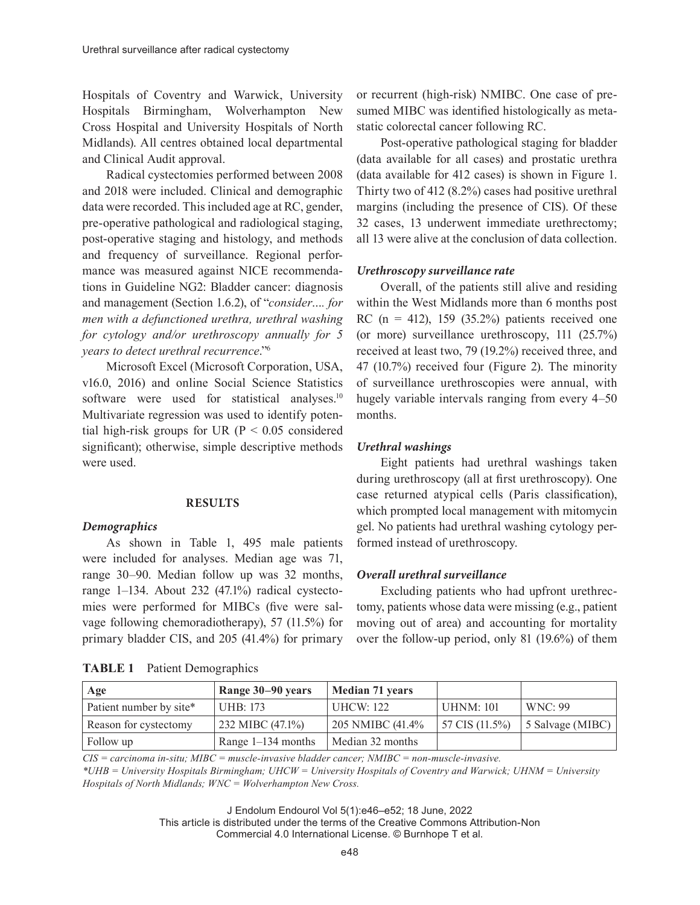Hospitals of Coventry and Warwick, University Hospitals Birmingham, Wolverhampton New Cross Hospital and University Hospitals of North Midlands). All centres obtained local departmental and Clinical Audit approval.

Radical cystectomies performed between 2008 and 2018 were included. Clinical and demographic data were recorded. This included age at RC, gender, pre-operative pathological and radiological staging, post-operative staging and histology, and methods and frequency of surveillance. Regional performance was measured against NICE recommendations in Guideline NG2: Bladder cancer: diagnosis and management (Section 1.6.2), of "*consider.... for men with a defunctioned urethra, urethral washing for cytology and/or urethroscopy annually for 5 years to detect urethral recurrence*."[6]

Microsoft Excel (Microsoft Corporation, USA, v16.0, 2016) and online Social Science Statistics software were used for statistical analyses.[10] Multivariate regression was used to identify potential high-risk groups for UR ($P < 0.05$ considered significant); otherwise, simple descriptive methods were used.

## RESULTS

### *Demographics*

As shown in Table 1, 495 male patients were included for analyses. Median age was 71, range 30–90. Median follow up was 32 months, range 1–134. About 232 (47.1%) radical cystectomies were performed for MIBCs (five were salvage following chemoradiotherapy), 57 (11.5%) for primary bladder CIS, and 205 (41.4%) for primary or recurrent (high-risk) NMIBC. One case of presumed MIBC was identified histologically as metastatic colorectal cancer following RC.

Post-operative pathological staging for bladder (data available for all cases) and prostatic urethra (data available for 412 cases) is shown in Figure 1. Thirty two of 412 (8.2%) cases had positive urethral margins (including the presence of CIS). Of these 32 cases, 13 underwent immediate urethrectomy; all 13 were alive at the conclusion of data collection.

### *Urethroscopy surveillance rate*

Overall, of the patients still alive and residing within the West Midlands more than 6 months post RC (n = 412), 159 (35.2%) patients received one (or more) surveillance urethroscopy, 111 (25.7%) received at least two, 79 (19.2%) received three, and 47 (10.7%) received four (Figure 2). The minority of surveillance urethroscopies were annual, with hugely variable intervals ranging from every 4–50 months.

### *Urethral washings*

Eight patients had urethral washings taken during urethroscopy (all at first urethroscopy). One case returned atypical cells (Paris classification), which prompted local management with mitomycin gel. No patients had urethral washing cytology performed instead of urethroscopy.

### *Overall urethral surveillance*

Excluding patients who had upfront urethrectomy, patients whose data were missing (e.g., patient moving out of area) and accounting for mortality over the follow-up period, only 81 (19.6%) of them

**TABLE 1** Patient Demographics

| Age | Range 30–90 years | Median 71 years | | |
|---|---|---|---|---|
| Patient number by site* | UHB: 173 | UHCW: 122 | UHNM: 101 | WNC: 99 |
| Reason for cystectomy | 232 MIBC (47.1%) | 205 NMIBC (41.4% | 57 CIS (11.5%) | 5 Salvage (MIBC) |
| Follow up | Range 1–134 months | Median 32 months | | |

*CIS = carcinoma in-situ; MIBC = muscle-invasive bladder cancer; NMIBC = non-muscle-invasive.*
**UHB = University Hospitals Birmingham; UHCW = University Hospitals of Coventry and Warwick; UHNM = University Hospitals of North Midlands; WNC = Wolverhampton New Cross.*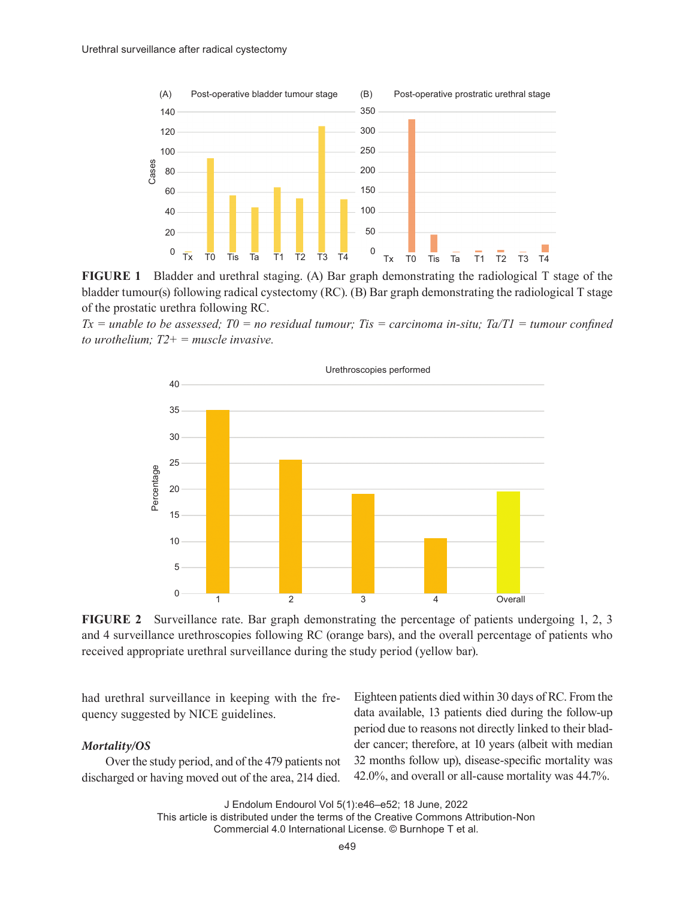FIGURE 1 Bladder and urethral staging. (A) Bar graph demonstrating the radiological T stage of the bladder tumour(s) following radical cystectomy (RC). (B) Bar graph demonstrating the radiological T stage of the prostatic urethra following RC.

*Tx = unable to be assessed; T0 = no residual tumour; Tis = carcinoma in-situ; Ta/T1 = tumour confined to urothelium; T2+ = muscle invasive.*

FIGURE 2 Surveillance rate. Bar graph demonstrating the percentage of patients undergoing 1, 2, 3 and 4 surveillance urethroscopies following RC (orange bars), and the overall percentage of patients who received appropriate urethral surveillance during the study period (yellow bar).

had urethral surveillance in keeping with the frequency suggested by NICE guidelines.

### *Mortality/OS*

Over the study period, and of the 479 patients not discharged or having moved out of the area, 214 died. Eighteen patients died within 30 days of RC. From the data available, 13 patients died during the follow-up period due to reasons not directly linked to their bladder cancer; therefore, at 10 years (albeit with median 32 months follow up), disease-specific mortality was 42.0%, and overall or all-cause mortality was 44.7%.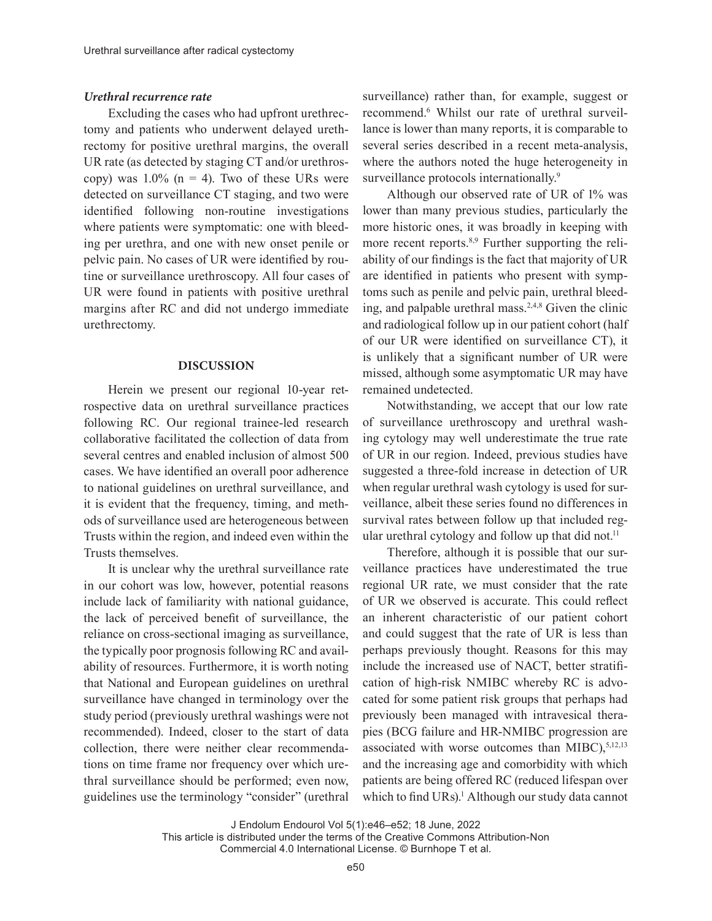### *Urethral recurrence rate*

Excluding the cases who had upfront urethrectomy and patients who underwent delayed urethrectomy for positive urethral margins, the overall UR rate (as detected by staging CT and/or urethroscopy) was 1.0% (n = 4). Two of these URs were detected on surveillance CT staging, and two were identified following non-routine investigations where patients were symptomatic: one with bleeding per urethra, and one with new onset penile or pelvic pain. No cases of UR were identified by routine or surveillance urethroscopy. All four cases of UR were found in patients with positive urethral margins after RC and did not undergo immediate urethrectomy.

## DISCUSSION

Herein we present our regional 10-year retrospective data on urethral surveillance practices following RC. Our regional trainee-led research collaborative facilitated the collection of data from several centres and enabled inclusion of almost 500 cases. We have identified an overall poor adherence to national guidelines on urethral surveillance, and it is evident that the frequency, timing, and methods of surveillance used are heterogeneous between Trusts within the region, and indeed even within the Trusts themselves.

It is unclear why the urethral surveillance rate in our cohort was low, however, potential reasons include lack of familiarity with national guidance, the lack of perceived benefit of surveillance, the reliance on cross-sectional imaging as surveillance, the typically poor prognosis following RC and availability of resources. Furthermore, it is worth noting that National and European guidelines on urethral surveillance have changed in terminology over the study period (previously urethral washings were not recommended). Indeed, closer to the start of data collection, there were neither clear recommendations on time frame nor frequency over which urethral surveillance should be performed; even now, guidelines use the terminology "consider" (urethral surveillance) rather than, for example, suggest or recommend.[6] Whilst our rate of urethral surveillance is lower than many reports, it is comparable to several series described in a recent meta-analysis, where the authors noted the huge heterogeneity in surveillance protocols internationally.[9]

Although our observed rate of UR of 1% was lower than many previous studies, particularly the more historic ones, it was broadly in keeping with more recent reports.[8,9] Further supporting the reliability of our findings is the fact that majority of UR are identified in patients who present with symptoms such as penile and pelvic pain, urethral bleeding, and palpable urethral mass.[2,4,8] Given the clinic and radiological follow up in our patient cohort (half of our UR were identified on surveillance CT), it is unlikely that a significant number of UR were missed, although some asymptomatic UR may have remained undetected.

Notwithstanding, we accept that our low rate of surveillance urethroscopy and urethral washing cytology may well underestimate the true rate of UR in our region. Indeed, previous studies have suggested a three-fold increase in detection of UR when regular urethral wash cytology is used for surveillance, albeit these series found no differences in survival rates between follow up that included regular urethral cytology and follow up that did not.[11]

Therefore, although it is possible that our surveillance practices have underestimated the true regional UR rate, we must consider that the rate of UR we observed is accurate. This could reflect an inherent characteristic of our patient cohort and could suggest that the rate of UR is less than perhaps previously thought. Reasons for this may include the increased use of NACT, better stratification of high-risk NMIBC whereby RC is advocated for some patient risk groups that perhaps had previously been managed with intravesical therapies (BCG failure and HR-NMIBC progression are associated with worse outcomes than MIBC),[5,12,13] and the increasing age and comorbidity with which patients are being offered RC (reduced lifespan over which to find URs).[1] Although our study data cannot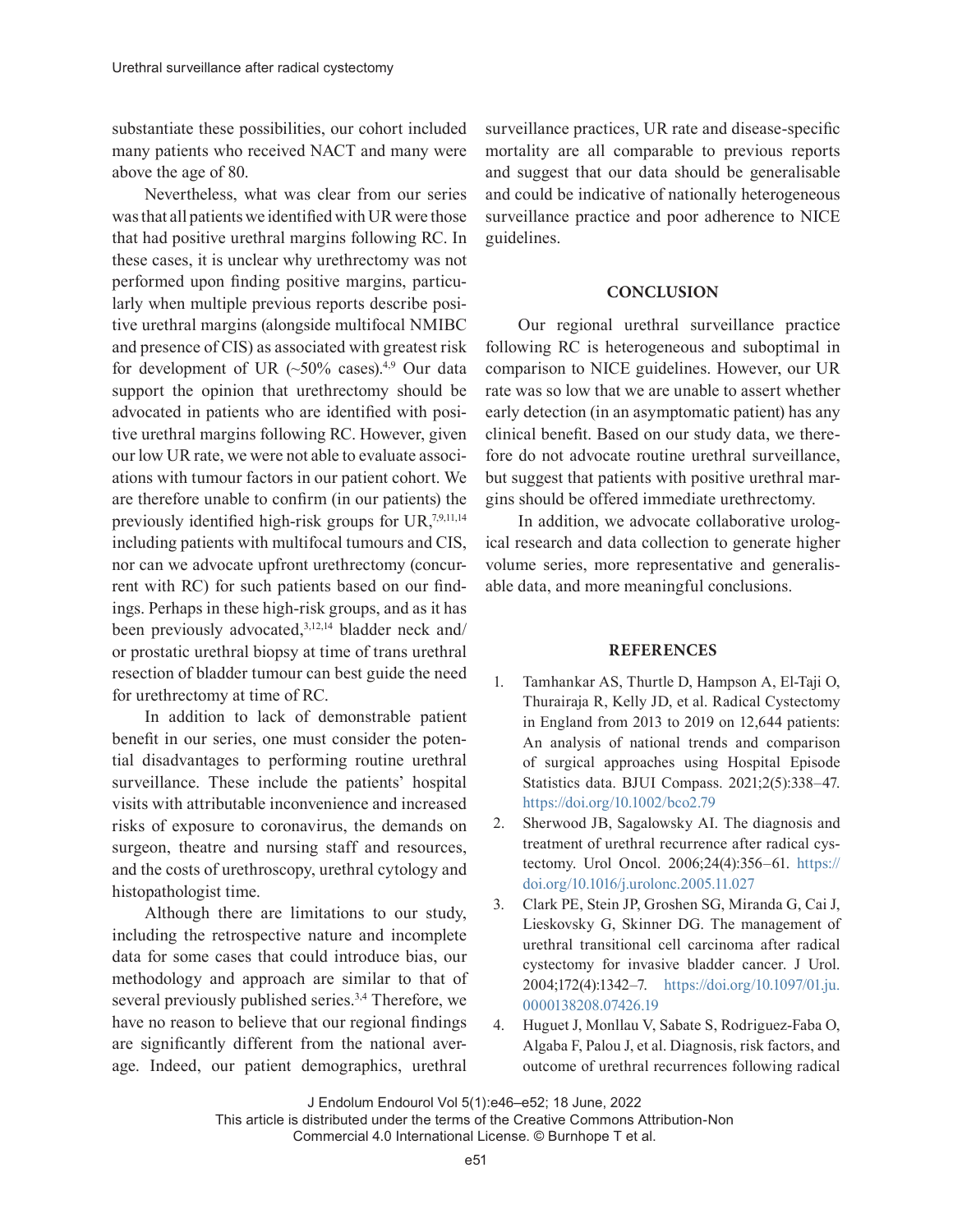substantiate these possibilities, our cohort included many patients who received NACT and many were above the age of 80.

Nevertheless, what was clear from our series was that all patients we identified with UR were those that had positive urethral margins following RC. In these cases, it is unclear why urethrectomy was not performed upon finding positive margins, particularly when multiple previous reports describe positive urethral margins (alongside multifocal NMIBC and presence of CIS) as associated with greatest risk for development of UR (~50% cases).[4,9] Our data support the opinion that urethrectomy should be advocated in patients who are identified with positive urethral margins following RC. However, given our low UR rate, we were not able to evaluate associations with tumour factors in our patient cohort. We are therefore unable to confirm (in our patients) the previously identified high-risk groups for UR,[7,9,11,14] including patients with multifocal tumours and CIS, nor can we advocate upfront urethrectomy (concurrent with RC) for such patients based on our findings. Perhaps in these high-risk groups, and as it has been previously advocated,[3,12,14] bladder neck and/or prostatic urethral biopsy at time of trans urethral resection of bladder tumour can best guide the need for urethrectomy at time of RC.

In addition to lack of demonstrable patient benefit in our series, one must consider the potential disadvantages to performing routine urethral surveillance. These include the patients' hospital visits with attributable inconvenience and increased risks of exposure to coronavirus, the demands on surgeon, theatre and nursing staff and resources, and the costs of urethroscopy, urethral cytology and histopathologist time.

Although there are limitations to our study, including the retrospective nature and incomplete data for some cases that could introduce bias, our methodology and approach are similar to that of several previously published series.[3,4] Therefore, we have no reason to believe that our regional findings are significantly different from the national average. Indeed, our patient demographics, urethral surveillance practices, UR rate and disease-specific mortality are all comparable to previous reports and suggest that our data should be generalisable and could be indicative of nationally heterogeneous surveillance practice and poor adherence to NICE guidelines.

## CONCLUSION

Our regional urethral surveillance practice following RC is heterogeneous and suboptimal in comparison to NICE guidelines. However, our UR rate was so low that we are unable to assert whether early detection (in an asymptomatic patient) has any clinical benefit. Based on our study data, we therefore do not advocate routine urethral surveillance, but suggest that patients with positive urethral margins should be offered immediate urethrectomy.

In addition, we advocate collaborative urological research and data collection to generate higher volume series, more representative and generalisable data, and more meaningful conclusions.

## REFERENCES

1. Tamhankar AS, Thurtle D, Hampson A, El-Taji O, Thurairaja R, Kelly JD, et al. Radical Cystectomy in England from 2013 to 2019 on 12,644 patients: An analysis of national trends and comparison of surgical approaches using Hospital Episode Statistics data. BJUI Compass. 2021;2(5):338–47. https://doi.org/10.1002/bco2.79
2. Sherwood JB, Sagalowsky AI. The diagnosis and treatment of urethral recurrence after radical cystectomy. Urol Oncol. 2006;24(4):356–61. https://doi.org/10.1016/j.urolonc.2005.11.027
3. Clark PE, Stein JP, Groshen SG, Miranda G, Cai J, Lieskovsky G, Skinner DG. The management of urethral transitional cell carcinoma after radical cystectomy for invasive bladder cancer. J Urol. 2004;172(4):1342–7. https://doi.org/10.1097/01.ju.0000138208.07426.19
4. Huguet J, Monllau V, Sabate S, Rodriguez-Faba O, Algaba F, Palou J, et al. Diagnosis, risk factors, and outcome of urethral recurrences following radical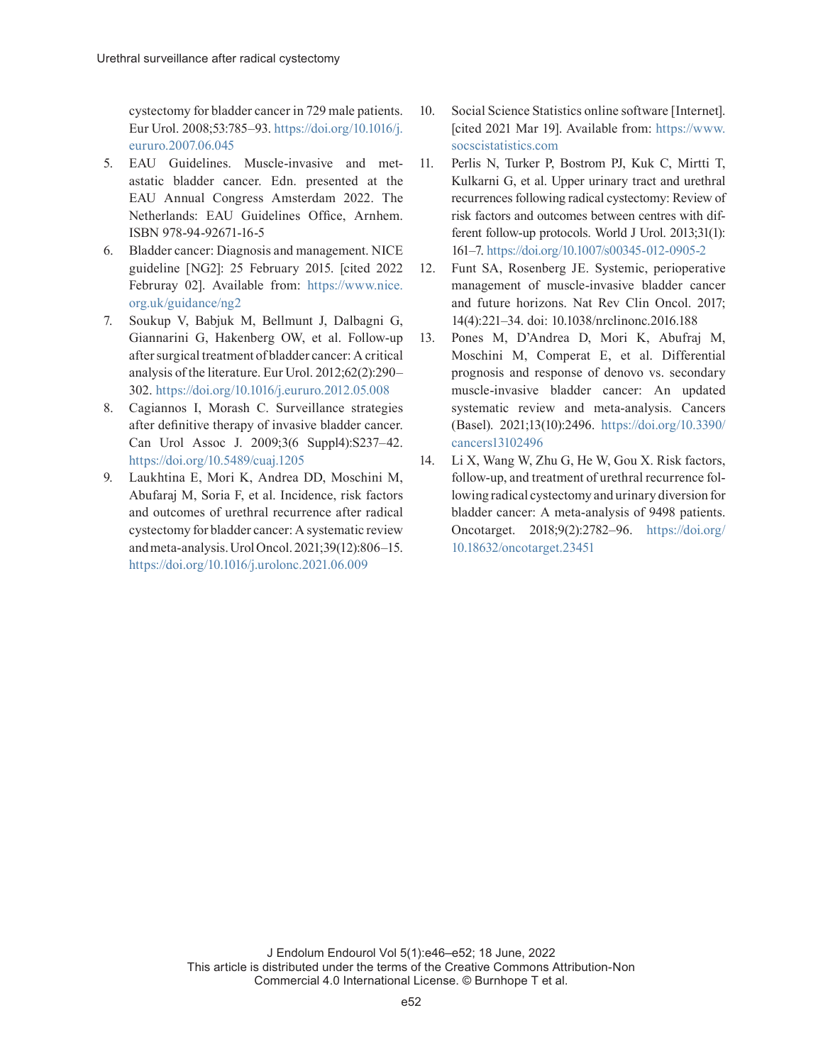cystectomy for bladder cancer in 729 male patients. Eur Urol. 2008;53:785–93. https://doi.org/10.1016/j.eururo.2007.06.045

5. EAU Guidelines. Muscle-invasive and metastatic bladder cancer. Edn. presented at the EAU Annual Congress Amsterdam 2022. The Netherlands: EAU Guidelines Office, Arnhem. ISBN 978-94-92671-16-5
6. Bladder cancer: Diagnosis and management. NICE guideline [NG2]: 25 February 2015. [cited 2022 Februray 02]. Available from: https://www.nice.org.uk/guidance/ng2
7. Soukup V, Babjuk M, Bellmunt J, Dalbagni G, Giannarini G, Hakenberg OW, et al. Follow-up after surgical treatment of bladder cancer: A critical analysis of the literature. Eur Urol. 2012;62(2):290–302. https://doi.org/10.1016/j.eururo.2012.05.008
8. Cagiannos I, Morash C. Surveillance strategies after definitive therapy of invasive bladder cancer. Can Urol Assoc J. 2009;3(6 Suppl4):S237–42. https://doi.org/10.5489/cuaj.1205
9. Laukhtina E, Mori K, Andrea DD, Moschini M, Abufaraj M, Soria F, et al. Incidence, risk factors and outcomes of urethral recurrence after radical cystectomy for bladder cancer: A systematic review and meta-analysis. Urol Oncol. 2021;39(12):806–15. https://doi.org/10.1016/j.urolonc.2021.06.009
10. Social Science Statistics online software [Internet]. [cited 2021 Mar 19]. Available from: https://www.socscistatistics.com
11. Perlis N, Turker P, Bostrom PJ, Kuk C, Mirtti T, Kulkarni G, et al. Upper urinary tract and urethral recurrences following radical cystectomy: Review of risk factors and outcomes between centres with different follow-up protocols. World J Urol. 2013;31(1):161–7. https://doi.org/10.1007/s00345-012-0905-2
12. Funt SA, Rosenberg JE. Systemic, perioperative management of muscle-invasive bladder cancer and future horizons. Nat Rev Clin Oncol. 2017;14(4):221–34. doi: 10.1038/nrclinonc.2016.188
13. Pones M, D'Andrea D, Mori K, Abufraj M, Moschini M, Comperat E, et al. Differential prognosis and response of denovo vs. secondary muscle-invasive bladder cancer: An updated systematic review and meta-analysis. Cancers (Basel). 2021;13(10):2496. https://doi.org/10.3390/cancers13102496
14. Li X, Wang W, Zhu G, He W, Gou X. Risk factors, follow-up, and treatment of urethral recurrence following radical cystectomy and urinary diversion for bladder cancer: A meta-analysis of 9498 patients. Oncotarget. 2018;9(2):2782–96. https://doi.org/10.18632/oncotarget.23451

This article is distributed under the terms of the Creative Commons Attribution-Non Commercial 4.0 International License. © Burnhope T et al.